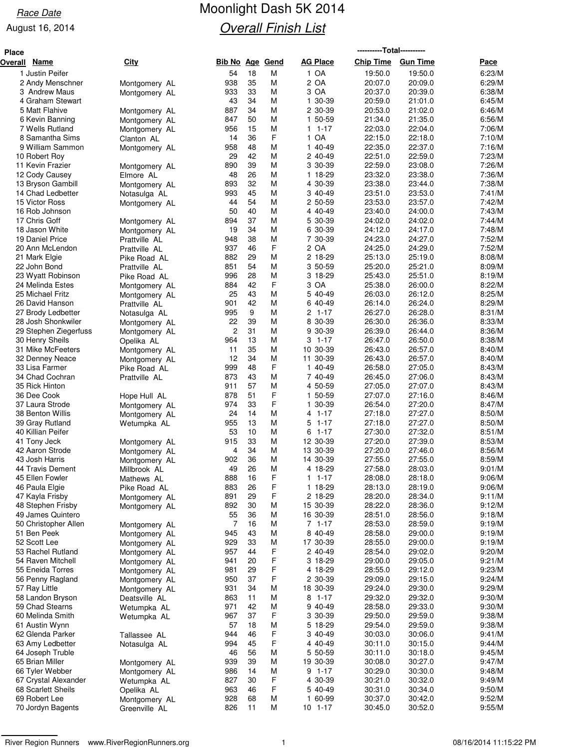Race Date

August 16, 2014

# Moonlight Dash 5K 2014

## Overall Finish List

| Place Overall | Name | City | Bib No | Age | Gend | AG Place | Chip Time | Gun Time | Pace |
|---|---|---|---|---|---|---|---|---|---|
| 1 | Justin Peifer | | 54 | 18 | M | 1 OA | 19:50.0 | 19:50.0 | 6:23/M |
| 2 | Andy Menschner | Montgomery AL | 938 | 35 | M | 2 OA | 20:07.0 | 20:09.0 | 6:29/M |
| 3 | Andrew Maus | Montgomery AL | 933 | 33 | M | 3 OA | 20:37.0 | 20:39.0 | 6:38/M |
| 4 | Graham Stewart | | 43 | 34 | M | 1 30-39 | 20:59.0 | 21:01.0 | 6:45/M |
| 5 | Matt Flahive | Montgomery AL | 887 | 34 | M | 2 30-39 | 20:53.0 | 21:02.0 | 6:46/M |
| 6 | Kevin Banning | Montgomery AL | 847 | 50 | M | 1 50-59 | 21:34.0 | 21:35.0 | 6:56/M |
| 7 | Wells Rutland | Montgomery AL | 956 | 15 | M | 1 1-17 | 22:03.0 | 22:04.0 | 7:06/M |
| 8 | Samantha Sims | Clanton AL | 14 | 36 | F | 1 OA | 22:15.0 | 22:18.0 | 7:10/M |
| 9 | William Sammon | Montgomery AL | 958 | 48 | M | 1 40-49 | 22:35.0 | 22:37.0 | 7:16/M |
| 10 | Robert Roy | | 29 | 42 | M | 2 40-49 | 22:51.0 | 22:59.0 | 7:23/M |
| 11 | Kevin Frazier | Montgomery AL | 890 | 39 | M | 3 30-39 | 22:59.0 | 23:08.0 | 7:26/M |
| 12 | Cody Causey | Elmore AL | 48 | 26 | M | 1 18-29 | 23:32.0 | 23:38.0 | 7:36/M |
| 13 | Bryson Gambill | Montgomery AL | 893 | 32 | M | 4 30-39 | 23:38.0 | 23:44.0 | 7:38/M |
| 14 | Chad Ledbetter | Notasulga AL | 993 | 45 | M | 3 40-49 | 23:51.0 | 23:53.0 | 7:41/M |
| 15 | Victor Ross | Montgomery AL | 44 | 54 | M | 2 50-59 | 23:53.0 | 23:57.0 | 7:42/M |
| 16 | Rob Johnson | | 50 | 40 | M | 4 40-49 | 23:40.0 | 24:00.0 | 7:43/M |
| 17 | Chris Goff | Montgomery AL | 894 | 37 | M | 5 30-39 | 24:02.0 | 24:02.0 | 7:44/M |
| 18 | Jason White | Montgomery AL | 19 | 34 | M | 6 30-39 | 24:12.0 | 24:17.0 | 7:48/M |
| 19 | Daniel Price | Prattville AL | 948 | 38 | M | 7 30-39 | 24:23.0 | 24:27.0 | 7:52/M |
| 20 | Ann McLendon | Prattville AL | 937 | 46 | F | 2 OA | 24:25.0 | 24:29.0 | 7:52/M |
| 21 | Mark Elgie | Pike Road AL | 882 | 29 | M | 2 18-29 | 25:13.0 | 25:19.0 | 8:08/M |
| 22 | John Bond | Prattville AL | 851 | 54 | M | 3 50-59 | 25:20.0 | 25:21.0 | 8:09/M |
| 23 | Wyatt Robinson | Pike Road AL | 996 | 28 | M | 3 18-29 | 25:43.0 | 25:51.0 | 8:19/M |
| 24 | Melinda Estes | Montgomery AL | 884 | 42 | F | 3 OA | 25:38.0 | 26:00.0 | 8:22/M |
| 25 | Michael Fritz | Montgomery AL | 25 | 43 | M | 5 40-49 | 26:03.0 | 26:12.0 | 8:25/M |
| 26 | David Hanson | Prattville AL | 901 | 42 | M | 6 40-49 | 26:14.0 | 26:24.0 | 8:29/M |
| 27 | Brody Ledbetter | Notasulga AL | 995 | 9 | M | 2 1-17 | 26:27.0 | 26:28.0 | 8:31/M |
| 28 | Josh Shonkwiler | Montgomery AL | 22 | 39 | M | 8 30-39 | 26:30.0 | 26:36.0 | 8:33/M |
| 29 | Stephen Ziegerfuss | Montgomery AL | 2 | 31 | M | 9 30-39 | 26:39.0 | 26:44.0 | 8:36/M |
| 30 | Henry Sheils | Opelika AL | 964 | 13 | M | 3 1-17 | 26:47.0 | 26:50.0 | 8:38/M |
| 31 | Mike McFeeters | Montgomery AL | 11 | 35 | M | 10 30-39 | 26:43.0 | 26:57.0 | 8:40/M |
| 32 | Denney Neace | Montgomery AL | 12 | 34 | M | 11 30-39 | 26:43.0 | 26:57.0 | 8:40/M |
| 33 | Lisa Farmer | Pike Road AL | 999 | 48 | F | 1 40-49 | 26:58.0 | 27:05.0 | 8:43/M |
| 34 | Chad Cochran | Prattville AL | 873 | 43 | M | 7 40-49 | 26:45.0 | 27:06.0 | 8:43/M |
| 35 | Rick Hinton | | 911 | 57 | M | 4 50-59 | 27:05.0 | 27:07.0 | 8:43/M |
| 36 | Dee Cook | Hope Hull AL | 878 | 51 | F | 1 50-59 | 27:07.0 | 27:16.0 | 8:46/M |
| 37 | Laura Strode | Montgomery AL | 974 | 33 | F | 1 30-39 | 26:54.0 | 27:20.0 | 8:47/M |
| 38 | Benton Willis | Montgomery AL | 24 | 14 | M | 4 1-17 | 27:18.0 | 27:27.0 | 8:50/M |
| 39 | Gray Rutland | Wetumpka AL | 955 | 13 | M | 5 1-17 | 27:18.0 | 27:27.0 | 8:50/M |
| 40 | Killian Peifer | | 53 | 10 | M | 6 1-17 | 27:30.0 | 27:32.0 | 8:51/M |
| 41 | Tony Jeck | Montgomery AL | 915 | 33 | M | 12 30-39 | 27:20.0 | 27:39.0 | 8:53/M |
| 42 | Aaron Strode | Montgomery AL | 4 | 34 | M | 13 30-39 | 27:20.0 | 27:46.0 | 8:56/M |
| 43 | Josh Harris | Montgomery AL | 902 | 36 | M | 14 30-39 | 27:55.0 | 27:55.0 | 8:59/M |
| 44 | Travis Dement | Millbrook AL | 49 | 26 | M | 4 18-29 | 27:58.0 | 28:03.0 | 9:01/M |
| 45 | Ellen Fowler | Mathews AL | 888 | 16 | F | 1 1-17 | 28:08.0 | 28:18.0 | 9:06/M |
| 46 | Paula Elgie | Pike Road AL | 883 | 26 | F | 1 18-29 | 28:13.0 | 28:19.0 | 9:06/M |
| 47 | Kayla Frisby | Montgomery AL | 891 | 29 | F | 2 18-29 | 28:20.0 | 28:34.0 | 9:11/M |
| 48 | Stephen Frisby | Montgomery AL | 892 | 30 | M | 15 30-39 | 28:22.0 | 28:36.0 | 9:12/M |
| 49 | James Quintero | | 55 | 36 | M | 16 30-39 | 28:51.0 | 28:56.0 | 9:18/M |
| 50 | Christopher Allen | Montgomery AL | 7 | 16 | M | 7 1-17 | 28:53.0 | 28:59.0 | 9:19/M |
| 51 | Ben Peek | Montgomery AL | 945 | 43 | M | 8 40-49 | 28:58.0 | 29:00.0 | 9:19/M |
| 52 | Scott Lee | Montgomery AL | 929 | 33 | M | 17 30-39 | 28:55.0 | 29:00.0 | 9:19/M |
| 53 | Rachel Rutland | Montgomery AL | 957 | 44 | F | 2 40-49 | 28:54.0 | 29:02.0 | 9:20/M |
| 54 | Raven Mitchell | Montgomery AL | 941 | 20 | F | 3 18-29 | 29:00.0 | 29:05.0 | 9:21/M |
| 55 | Eneida Torres | Montgomery AL | 981 | 29 | F | 4 18-29 | 28:55.0 | 29:12.0 | 9:23/M |
| 56 | Penny Ragland | Montgomery AL | 950 | 37 | F | 2 30-39 | 29:09.0 | 29:15.0 | 9:24/M |
| 57 | Ray Little | Montgomery AL | 931 | 34 | M | 18 30-39 | 29:24.0 | 29:30.0 | 9:29/M |
| 58 | Landon Bryson | Deatsville AL | 863 | 11 | M | 8 1-17 | 29:32.0 | 29:32.0 | 9:30/M |
| 59 | Chad Stearns | Wetumpka AL | 971 | 42 | M | 9 40-49 | 28:58.0 | 29:33.0 | 9:30/M |
| 60 | Melinda Smith | Wetumpka AL | 967 | 37 | F | 3 30-39 | 29:50.0 | 29:59.0 | 9:38/M |
| 61 | Austin Wynn | | 57 | 18 | M | 5 18-29 | 29:54.0 | 29:59.0 | 9:38/M |
| 62 | Glenda Parker | Tallassee AL | 944 | 46 | F | 3 40-49 | 30:03.0 | 30:06.0 | 9:41/M |
| 63 | Amy Ledbetter | Notasulga AL | 994 | 45 | F | 4 40-49 | 30:11.0 | 30:15.0 | 9:44/M |
| 64 | Joseph Truble | | 46 | 56 | M | 5 50-59 | 30:11.0 | 30:18.0 | 9:45/M |
| 65 | Brian Miller | Montgomery AL | 939 | 39 | M | 19 30-39 | 30:08.0 | 30:27.0 | 9:47/M |
| 66 | Tyler Webber | Montgomery AL | 986 | 14 | M | 9 1-17 | 30:29.0 | 30:30.0 | 9:48/M |
| 67 | Crystal Alexander | Wetumpka AL | 827 | 30 | F | 4 30-39 | 30:21.0 | 30:32.0 | 9:49/M |
| 68 | Scarlett Sheils | Opelika AL | 963 | 46 | F | 5 40-49 | 30:31.0 | 30:34.0 | 9:50/M |
| 69 | Robert Lee | Montgomery AL | 928 | 68 | M | 1 60-99 | 30:37.0 | 30:42.0 | 9:52/M |
| 70 | Jordyn Bagents | Greenville AL | 826 | 11 | M | 10 1-17 | 30:45.0 | 30:52.0 | 9:55/M |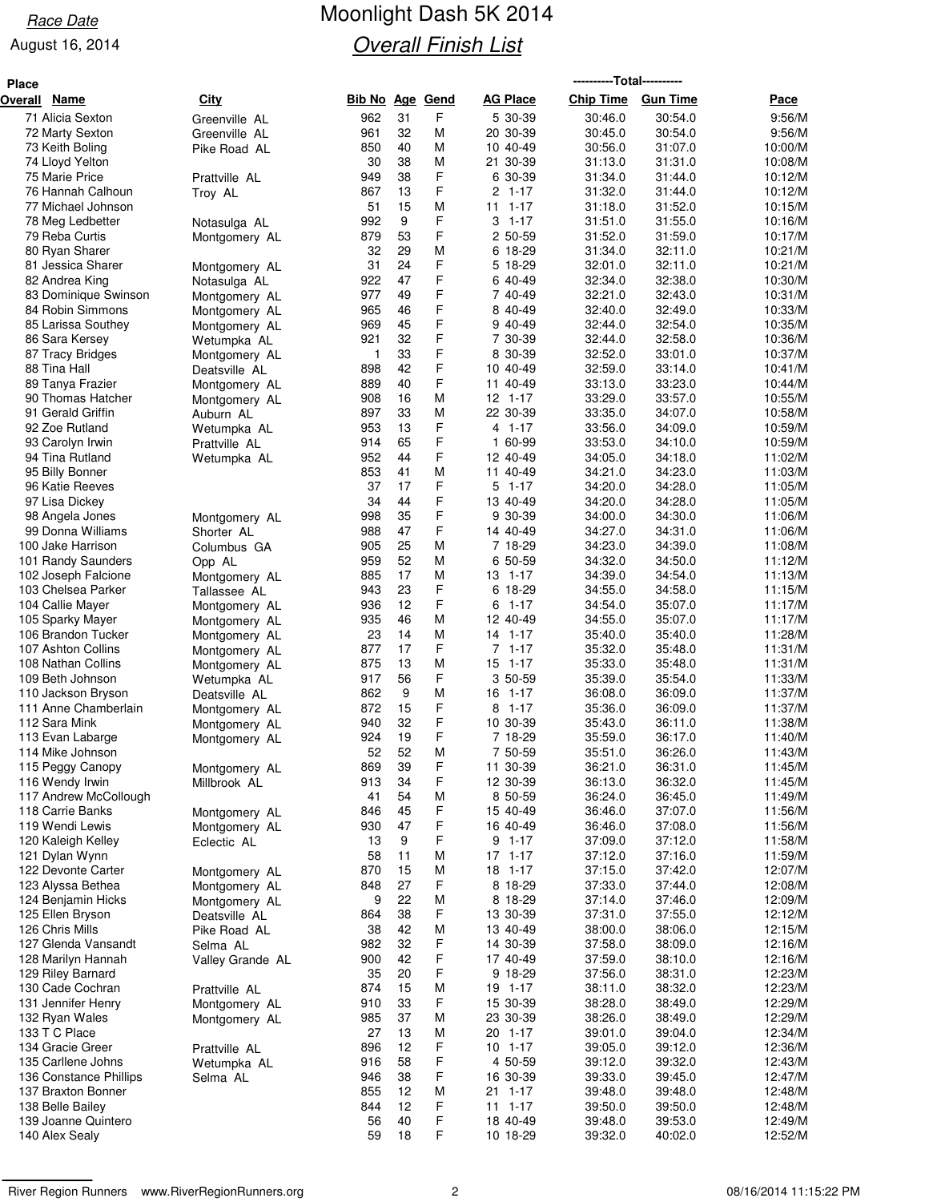Race Date

August 16, 2014

# Moonlight Dash 5K 2014

## Overall Finish List

| Place Overall | Name | City | Bib No | Age | Gend | AG Place | Chip Time | Gun Time | Pace |
|---|---|---|---|---|---|---|---|---|---|
| 71 | Alicia Sexton | Greenville AL | 962 | 31 | F | 5 30-39 | 30:46.0 | 30:54.0 | 9:56/M |
| 72 | Marty Sexton | Greenville AL | 961 | 32 | M | 20 30-39 | 30:45.0 | 30:54.0 | 9:56/M |
| 73 | Keith Boling | Pike Road AL | 850 | 40 | M | 10 40-49 | 30:56.0 | 31:07.0 | 10:00/M |
| 74 | Lloyd Yelton | | 30 | 38 | M | 21 30-39 | 31:13.0 | 31:31.0 | 10:08/M |
| 75 | Marie Price | Prattville AL | 949 | 38 | F | 6 30-39 | 31:34.0 | 31:44.0 | 10:12/M |
| 76 | Hannah Calhoun | Troy AL | 867 | 13 | F | 2 1-17 | 31:32.0 | 31:44.0 | 10:12/M |
| 77 | Michael Johnson | | 51 | 15 | M | 11 1-17 | 31:18.0 | 31:52.0 | 10:15/M |
| 78 | Meg Ledbetter | Notasulga AL | 992 | 9 | F | 3 1-17 | 31:51.0 | 31:55.0 | 10:16/M |
| 79 | Reba Curtis | Montgomery AL | 879 | 53 | F | 2 50-59 | 31:52.0 | 31:59.0 | 10:17/M |
| 80 | Ryan Sharer | | 32 | 29 | M | 6 18-29 | 31:34.0 | 32:11.0 | 10:21/M |
| 81 | Jessica Sharer | Montgomery AL | 31 | 24 | F | 5 18-29 | 32:01.0 | 32:11.0 | 10:21/M |
| 82 | Andrea King | Notasulga AL | 922 | 47 | F | 6 40-49 | 32:34.0 | 32:38.0 | 10:30/M |
| 83 | Dominique Swinson | Montgomery AL | 977 | 49 | F | 7 40-49 | 32:21.0 | 32:43.0 | 10:31/M |
| 84 | Robin Simmons | Montgomery AL | 965 | 46 | F | 8 40-49 | 32:40.0 | 32:49.0 | 10:33/M |
| 85 | Larissa Southey | Montgomery AL | 969 | 45 | F | 9 40-49 | 32:44.0 | 32:54.0 | 10:35/M |
| 86 | Sara Kersey | Wetumpka AL | 921 | 32 | F | 7 30-39 | 32:44.0 | 32:58.0 | 10:36/M |
| 87 | Tracy Bridges | Montgomery AL | 1 | 33 | F | 8 30-39 | 32:52.0 | 33:01.0 | 10:37/M |
| 88 | Tina Hall | Deatsville AL | 898 | 42 | F | 10 40-49 | 32:59.0 | 33:14.0 | 10:41/M |
| 89 | Tanya Frazier | Montgomery AL | 889 | 40 | F | 11 40-49 | 33:13.0 | 33:23.0 | 10:44/M |
| 90 | Thomas Hatcher | Montgomery AL | 908 | 16 | M | 12 1-17 | 33:29.0 | 33:57.0 | 10:55/M |
| 91 | Gerald Griffin | Auburn AL | 897 | 33 | M | 22 30-39 | 33:35.0 | 34:07.0 | 10:58/M |
| 92 | Zoe Rutland | Wetumpka AL | 953 | 13 | F | 4 1-17 | 33:56.0 | 34:09.0 | 10:59/M |
| 93 | Carolyn Irwin | Prattville AL | 914 | 65 | F | 1 60-99 | 33:53.0 | 34:10.0 | 10:59/M |
| 94 | Tina Rutland | Wetumpka AL | 952 | 44 | F | 12 40-49 | 34:05.0 | 34:18.0 | 11:02/M |
| 95 | Billy Bonner | | 853 | 41 | M | 11 40-49 | 34:21.0 | 34:23.0 | 11:03/M |
| 96 | Katie Reeves | | 37 | 17 | F | 5 1-17 | 34:20.0 | 34:28.0 | 11:05/M |
| 97 | Lisa Dickey | | 34 | 44 | F | 13 40-49 | 34:20.0 | 34:28.0 | 11:05/M |
| 98 | Angela Jones | Montgomery AL | 998 | 35 | F | 9 30-39 | 34:00.0 | 34:30.0 | 11:06/M |
| 99 | Donna Williams | Shorter AL | 988 | 47 | F | 14 40-49 | 34:27.0 | 34:31.0 | 11:06/M |
| 100 | Jake Harrison | Columbus GA | 905 | 25 | M | 7 18-29 | 34:23.0 | 34:39.0 | 11:08/M |
| 101 | Randy Saunders | Opp AL | 959 | 52 | M | 6 50-59 | 34:32.0 | 34:50.0 | 11:12/M |
| 102 | Joseph Falcione | Montgomery AL | 885 | 17 | M | 13 1-17 | 34:39.0 | 34:54.0 | 11:13/M |
| 103 | Chelsea Parker | Tallassee AL | 943 | 23 | F | 6 18-29 | 34:55.0 | 34:58.0 | 11:15/M |
| 104 | Callie Mayer | Montgomery AL | 936 | 12 | F | 6 1-17 | 34:54.0 | 35:07.0 | 11:17/M |
| 105 | Sparky Mayer | Montgomery AL | 935 | 46 | M | 12 40-49 | 34:55.0 | 35:07.0 | 11:17/M |
| 106 | Brandon Tucker | Montgomery AL | 23 | 14 | M | 14 1-17 | 35:40.0 | 35:40.0 | 11:28/M |
| 107 | Ashton Collins | Montgomery AL | 877 | 17 | F | 7 1-17 | 35:32.0 | 35:48.0 | 11:31/M |
| 108 | Nathan Collins | Montgomery AL | 875 | 13 | M | 15 1-17 | 35:33.0 | 35:48.0 | 11:31/M |
| 109 | Beth Johnson | Wetumpka AL | 917 | 56 | F | 3 50-59 | 35:39.0 | 35:54.0 | 11:33/M |
| 110 | Jackson Bryson | Deatsville AL | 862 | 9 | M | 16 1-17 | 36:08.0 | 36:09.0 | 11:37/M |
| 111 | Anne Chamberlain | Montgomery AL | 872 | 15 | F | 8 1-17 | 35:36.0 | 36:09.0 | 11:37/M |
| 112 | Sara Mink | Montgomery AL | 940 | 32 | F | 10 30-39 | 35:43.0 | 36:11.0 | 11:38/M |
| 113 | Evan Labarge | Montgomery AL | 924 | 19 | F | 7 18-29 | 35:59.0 | 36:17.0 | 11:40/M |
| 114 | Mike Johnson | | 52 | 52 | M | 7 50-59 | 35:51.0 | 36:26.0 | 11:43/M |
| 115 | Peggy Canopy | Montgomery AL | 869 | 39 | F | 11 30-39 | 36:21.0 | 36:31.0 | 11:45/M |
| 116 | Wendy Irwin | Millbrook AL | 913 | 34 | F | 12 30-39 | 36:13.0 | 36:32.0 | 11:45/M |
| 117 | Andrew McCollough | | 41 | 54 | M | 8 50-59 | 36:24.0 | 36:45.0 | 11:49/M |
| 118 | Carrie Banks | Montgomery AL | 846 | 45 | F | 15 40-49 | 36:46.0 | 37:07.0 | 11:56/M |
| 119 | Wendi Lewis | Montgomery AL | 930 | 47 | F | 16 40-49 | 36:46.0 | 37:08.0 | 11:56/M |
| 120 | Kaleigh Kelley | Eclectic AL | 13 | 9 | F | 9 1-17 | 37:09.0 | 37:12.0 | 11:58/M |
| 121 | Dylan Wynn | | 58 | 11 | M | 17 1-17 | 37:12.0 | 37:16.0 | 11:59/M |
| 122 | Devonte Carter | Montgomery AL | 870 | 15 | M | 18 1-17 | 37:15.0 | 37:42.0 | 12:07/M |
| 123 | Alyssa Bethea | Montgomery AL | 848 | 27 | F | 8 18-29 | 37:33.0 | 37:44.0 | 12:08/M |
| 124 | Benjamin Hicks | Montgomery AL | 9 | 22 | M | 8 18-29 | 37:14.0 | 37:46.0 | 12:09/M |
| 125 | Ellen Bryson | Deatsville AL | 864 | 38 | F | 13 30-39 | 37:31.0 | 37:55.0 | 12:12/M |
| 126 | Chris Mills | Pike Road AL | 38 | 42 | M | 13 40-49 | 38:00.0 | 38:06.0 | 12:15/M |
| 127 | Glenda Vansandt | Selma AL | 982 | 32 | F | 14 30-39 | 37:58.0 | 38:09.0 | 12:16/M |
| 128 | Marilyn Hannah | Valley Grande AL | 900 | 42 | F | 17 40-49 | 37:59.0 | 38:10.0 | 12:16/M |
| 129 | Riley Barnard | | 35 | 20 | F | 9 18-29 | 37:56.0 | 38:31.0 | 12:23/M |
| 130 | Cade Cochran | Prattville AL | 874 | 15 | M | 19 1-17 | 38:11.0 | 38:32.0 | 12:23/M |
| 131 | Jennifer Henry | Montgomery AL | 910 | 33 | F | 15 30-39 | 38:28.0 | 38:49.0 | 12:29/M |
| 132 | Ryan Wales | Montgomery AL | 985 | 37 | M | 23 30-39 | 38:26.0 | 38:49.0 | 12:29/M |
| 133 | T C Place | | 27 | 13 | M | 20 1-17 | 39:01.0 | 39:04.0 | 12:34/M |
| 134 | Gracie Greer | Prattville AL | 896 | 12 | F | 10 1-17 | 39:05.0 | 39:12.0 | 12:36/M |
| 135 | Carllene Johns | Wetumpka AL | 916 | 58 | F | 4 50-59 | 39:12.0 | 39:32.0 | 12:43/M |
| 136 | Constance Phillips | Selma AL | 946 | 38 | F | 16 30-39 | 39:33.0 | 39:45.0 | 12:47/M |
| 137 | Braxton Bonner | | 855 | 12 | M | 21 1-17 | 39:48.0 | 39:48.0 | 12:48/M |
| 138 | Belle Bailey | | 844 | 12 | F | 11 1-17 | 39:50.0 | 39:50.0 | 12:48/M |
| 139 | Joanne Quintero | | 56 | 40 | F | 18 40-49 | 39:48.0 | 39:53.0 | 12:49/M |
| 140 | Alex Sealy | | 59 | 18 | F | 10 18-29 | 39:32.0 | 40:02.0 | 12:52/M |

River Region Runners www.RiverRegionRunners.org 08/16/2014 11:15:22 PM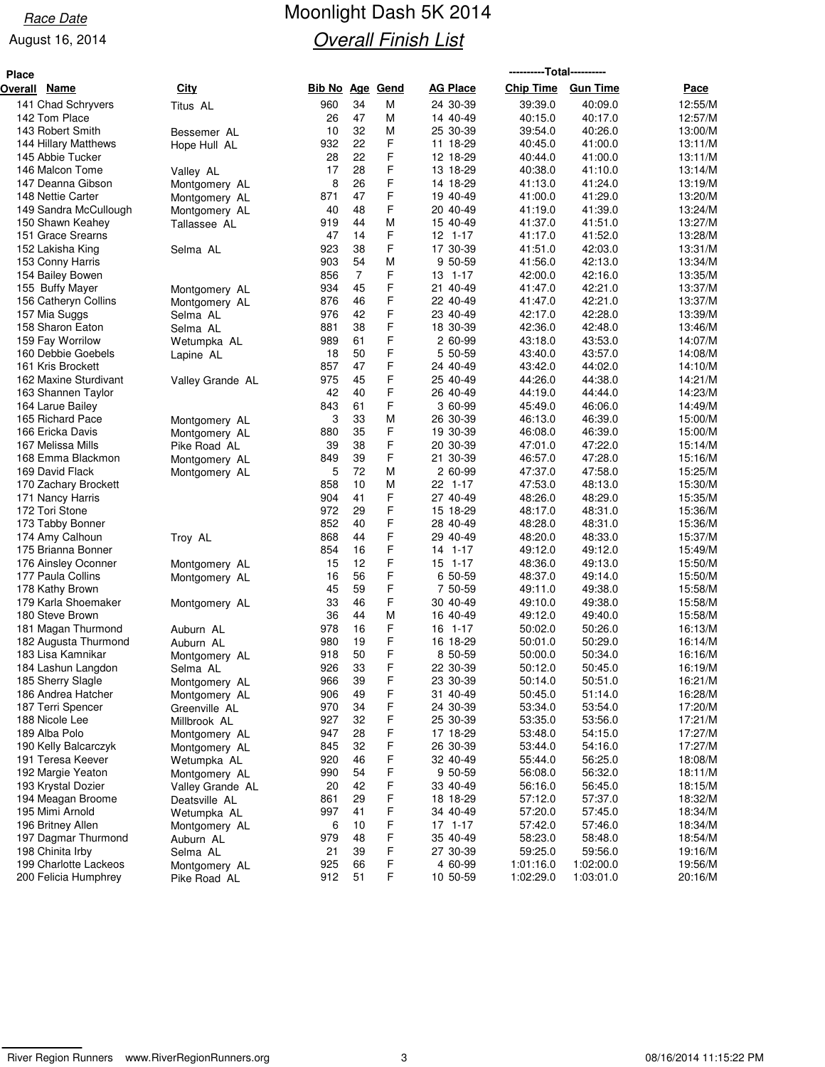Race Date

August 16, 2014

# Moonlight Dash 5K 2014

## Overall Finish List

| Place Overall | Name | City | Bib No | Age | Gend | AG Place | Total Chip Time | Total Gun Time | Pace |
|---|---|---|---|---|---|---|---|---|---|
| 141 | Chad Schryvers | Titus AL | 960 | 34 | M | 24 30-39 | 39:39.0 | 40:09.0 | 12:55/M |
| 142 | Tom Place | | 26 | 47 | M | 14 40-49 | 40:15.0 | 40:17.0 | 12:57/M |
| 143 | Robert Smith | Bessemer AL | 10 | 32 | M | 25 30-39 | 39:54.0 | 40:26.0 | 13:00/M |
| 144 | Hillary Matthews | Hope Hull AL | 932 | 22 | F | 11 18-29 | 40:45.0 | 41:00.0 | 13:11/M |
| 145 | Abbie Tucker | | 28 | 22 | F | 12 18-29 | 40:44.0 | 41:00.0 | 13:11/M |
| 146 | Malcon Tome | Valley AL | 17 | 28 | F | 13 18-29 | 40:38.0 | 41:10.0 | 13:14/M |
| 147 | Deanna Gibson | Montgomery AL | 8 | 26 | F | 14 18-29 | 41:13.0 | 41:24.0 | 13:19/M |
| 148 | Nettie Carter | Montgomery AL | 871 | 47 | F | 19 40-49 | 41:00.0 | 41:29.0 | 13:20/M |
| 149 | Sandra McCullough | Montgomery AL | 40 | 48 | F | 20 40-49 | 41:19.0 | 41:39.0 | 13:24/M |
| 150 | Shawn Keahey | Tallassee AL | 919 | 44 | M | 15 40-49 | 41:37.0 | 41:51.0 | 13:27/M |
| 151 | Grace Srearns | | 47 | 14 | F | 12 1-17 | 41:17.0 | 41:52.0 | 13:28/M |
| 152 | Lakisha King | Selma AL | 923 | 38 | F | 17 30-39 | 41:51.0 | 42:03.0 | 13:31/M |
| 153 | Conny Harris | | 903 | 54 | M | 9 50-59 | 41:56.0 | 42:13.0 | 13:34/M |
| 154 | Bailey Bowen | | 856 | 7 | F | 13 1-17 | 42:00.0 | 42:16.0 | 13:35/M |
| 155 | Buffy Mayer | Montgomery AL | 934 | 45 | F | 21 40-49 | 41:47.0 | 42:21.0 | 13:37/M |
| 156 | Catheryn Collins | Montgomery AL | 876 | 46 | F | 22 40-49 | 41:47.0 | 42:21.0 | 13:37/M |
| 157 | Mia Suggs | Selma AL | 976 | 42 | F | 23 40-49 | 42:17.0 | 42:28.0 | 13:39/M |
| 158 | Sharon Eaton | Selma AL | 881 | 38 | F | 18 30-39 | 42:36.0 | 42:48.0 | 13:46/M |
| 159 | Fay Worrilow | Wetumpka AL | 989 | 61 | F | 2 60-99 | 43:18.0 | 43:53.0 | 14:07/M |
| 160 | Debbie Goebels | Lapine AL | 18 | 50 | F | 5 50-59 | 43:40.0 | 43:57.0 | 14:08/M |
| 161 | Kris Brockett | | 857 | 47 | F | 24 40-49 | 43:42.0 | 44:02.0 | 14:10/M |
| 162 | Maxine Sturdivant | Valley Grande AL | 975 | 45 | F | 25 40-49 | 44:26.0 | 44:38.0 | 14:21/M |
| 163 | Shannen Taylor | | 42 | 40 | F | 26 40-49 | 44:19.0 | 44:44.0 | 14:23/M |
| 164 | Larue Bailey | | 843 | 61 | F | 3 60-99 | 45:49.0 | 46:06.0 | 14:49/M |
| 165 | Richard Pace | Montgomery AL | 3 | 33 | M | 26 30-39 | 46:13.0 | 46:39.0 | 15:00/M |
| 166 | Ericka Davis | Montgomery AL | 880 | 35 | F | 19 30-39 | 46:08.0 | 46:39.0 | 15:00/M |
| 167 | Melissa Mills | Pike Road AL | 39 | 38 | F | 20 30-39 | 47:01.0 | 47:22.0 | 15:14/M |
| 168 | Emma Blackmon | Montgomery AL | 849 | 39 | F | 21 30-39 | 46:57.0 | 47:28.0 | 15:16/M |
| 169 | David Flack | Montgomery AL | 5 | 72 | M | 2 60-99 | 47:37.0 | 47:58.0 | 15:25/M |
| 170 | Zachary Brockett | | 858 | 10 | M | 22 1-17 | 47:53.0 | 48:13.0 | 15:30/M |
| 171 | Nancy Harris | | 904 | 41 | F | 27 40-49 | 48:26.0 | 48:29.0 | 15:35/M |
| 172 | Tori Stone | | 972 | 29 | F | 15 18-29 | 48:17.0 | 48:31.0 | 15:36/M |
| 173 | Tabby Bonner | | 852 | 40 | F | 28 40-49 | 48:28.0 | 48:31.0 | 15:36/M |
| 174 | Amy Calhoun | Troy AL | 868 | 44 | F | 29 40-49 | 48:20.0 | 48:33.0 | 15:37/M |
| 175 | Brianna Bonner | | 854 | 16 | F | 14 1-17 | 49:12.0 | 49:12.0 | 15:49/M |
| 176 | Ainsley Oconner | Montgomery AL | 15 | 12 | F | 15 1-17 | 48:36.0 | 49:13.0 | 15:50/M |
| 177 | Paula Collins | Montgomery AL | 16 | 56 | F | 6 50-59 | 48:37.0 | 49:14.0 | 15:50/M |
| 178 | Kathy Brown | | 45 | 59 | F | 7 50-59 | 49:11.0 | 49:38.0 | 15:58/M |
| 179 | Karla Shoemaker | Montgomery AL | 33 | 46 | F | 30 40-49 | 49:10.0 | 49:38.0 | 15:58/M |
| 180 | Steve Brown | | 36 | 44 | M | 16 40-49 | 49:12.0 | 49:40.0 | 15:58/M |
| 181 | Magan Thurmond | Auburn AL | 978 | 16 | F | 16 1-17 | 50:02.0 | 50:26.0 | 16:13/M |
| 182 | Augusta Thurmond | Auburn AL | 980 | 19 | F | 16 18-29 | 50:01.0 | 50:29.0 | 16:14/M |
| 183 | Lisa Kamnikar | Montgomery AL | 918 | 50 | F | 8 50-59 | 50:00.0 | 50:34.0 | 16:16/M |
| 184 | Lashun Langdon | Selma AL | 926 | 33 | F | 22 30-39 | 50:12.0 | 50:45.0 | 16:19/M |
| 185 | Sherry Slagle | Montgomery AL | 966 | 39 | F | 23 30-39 | 50:14.0 | 50:51.0 | 16:21/M |
| 186 | Andrea Hatcher | Montgomery AL | 906 | 49 | F | 31 40-49 | 50:45.0 | 51:14.0 | 16:28/M |
| 187 | Terri Spencer | Greenville AL | 970 | 34 | F | 24 30-39 | 53:34.0 | 53:54.0 | 17:20/M |
| 188 | Nicole Lee | Millbrook AL | 927 | 32 | F | 25 30-39 | 53:35.0 | 53:56.0 | 17:21/M |
| 189 | Alba Polo | Montgomery AL | 947 | 28 | F | 17 18-29 | 53:48.0 | 54:15.0 | 17:27/M |
| 190 | Kelly Balcarczyk | Montgomery AL | 845 | 32 | F | 26 30-39 | 53:44.0 | 54:16.0 | 17:27/M |
| 191 | Teresa Keever | Wetumpka AL | 920 | 46 | F | 32 40-49 | 55:44.0 | 56:25.0 | 18:08/M |
| 192 | Margie Yeaton | Montgomery AL | 990 | 54 | F | 9 50-59 | 56:08.0 | 56:32.0 | 18:11/M |
| 193 | Krystal Dozier | Valley Grande AL | 20 | 42 | F | 33 40-49 | 56:16.0 | 56:45.0 | 18:15/M |
| 194 | Meagan Broome | Deatsville AL | 861 | 29 | F | 18 18-29 | 57:12.0 | 57:37.0 | 18:32/M |
| 195 | Mimi Arnold | Wetumpka AL | 997 | 41 | F | 34 40-49 | 57:20.0 | 57:45.0 | 18:34/M |
| 196 | Britney Allen | Montgomery AL | 6 | 10 | F | 17 1-17 | 57:42.0 | 57:46.0 | 18:34/M |
| 197 | Dagmar Thurmond | Auburn AL | 979 | 48 | F | 35 40-49 | 58:23.0 | 58:48.0 | 18:54/M |
| 198 | Chinita Irby | Selma AL | 21 | 39 | F | 27 30-39 | 59:25.0 | 59:56.0 | 19:16/M |
| 199 | Charlotte Lackeos | Montgomery AL | 925 | 66 | F | 4 60-99 | 1:01:16.0 | 1:02:00.0 | 19:56/M |
| 200 | Felicia Humphrey | Pike Road AL | 912 | 51 | F | 10 50-59 | 1:02:29.0 | 1:03:01.0 | 20:16/M |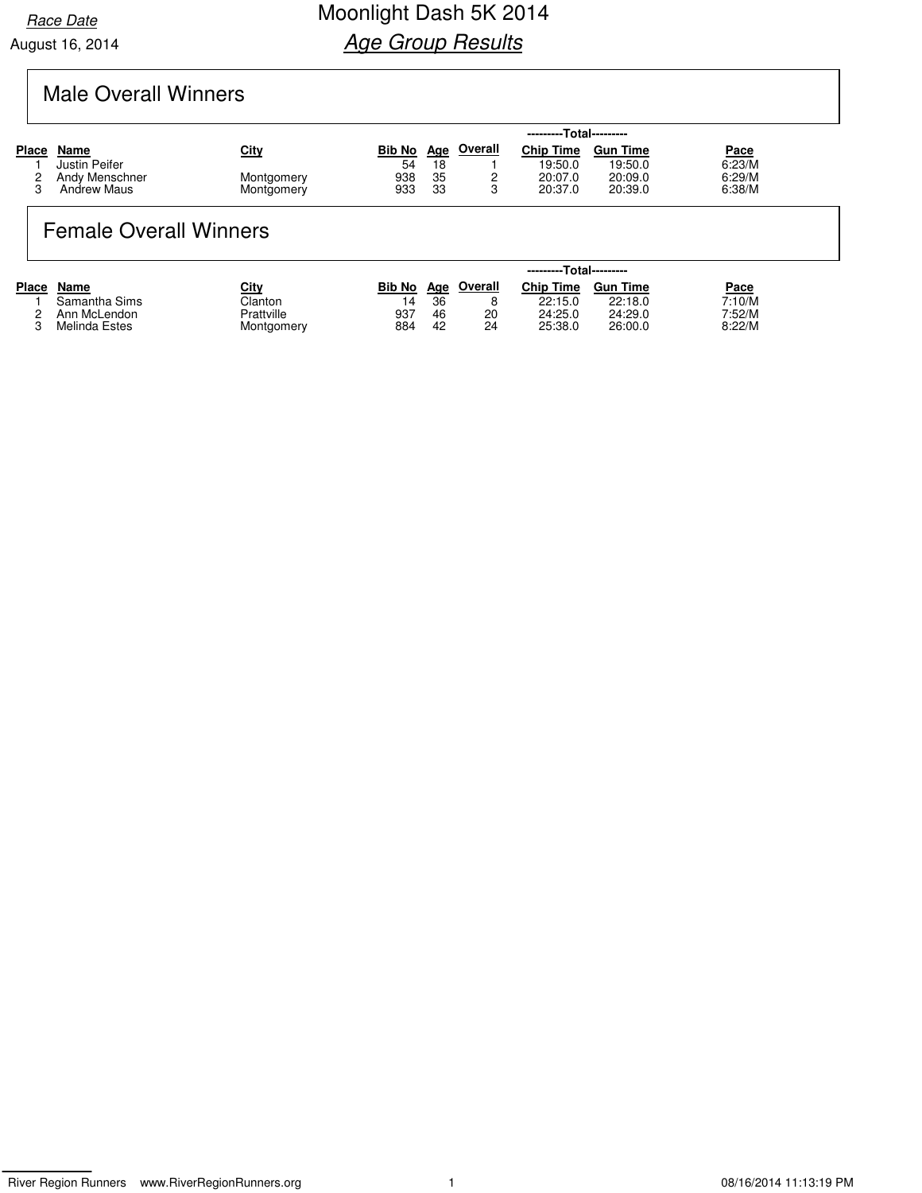Race Date

August 16, 2014

# Moonlight Dash 5K 2014

## *Age Group Results*

## Male Overall Winners

| Place | Name | City | Bib No | Age | Overall | Total Chip Time | Total Gun Time | Pace |
|---|---|---|---|---|---|---|---|---|
| 1 | Justin Peifer | | 54 | 18 | 1 | 19:50.0 | 19:50.0 | 6:23/M |
| 2 | Andy Menschner | Montgomery | 938 | 35 | 2 | 20:07.0 | 20:09.0 | 6:29/M |
| 3 | Andrew Maus | Montgomery | 933 | 33 | 3 | 20:37.0 | 20:39.0 | 6:38/M |

## Female Overall Winners

| Place | Name | City | Bib No | Age | Overall | Total Chip Time | Total Gun Time | Pace |
|---|---|---|---|---|---|---|---|---|
| 1 | Samantha Sims | Clanton | 14 | 36 | 8 | 22:15.0 | 22:18.0 | 7:10/M |
| 2 | Ann McLendon | Prattville | 937 | 46 | 20 | 24:25.0 | 24:29.0 | 7:52/M |
| 3 | Melinda Estes | Montgomery | 884 | 42 | 24 | 25:38.0 | 26:00.0 | 8:22/M |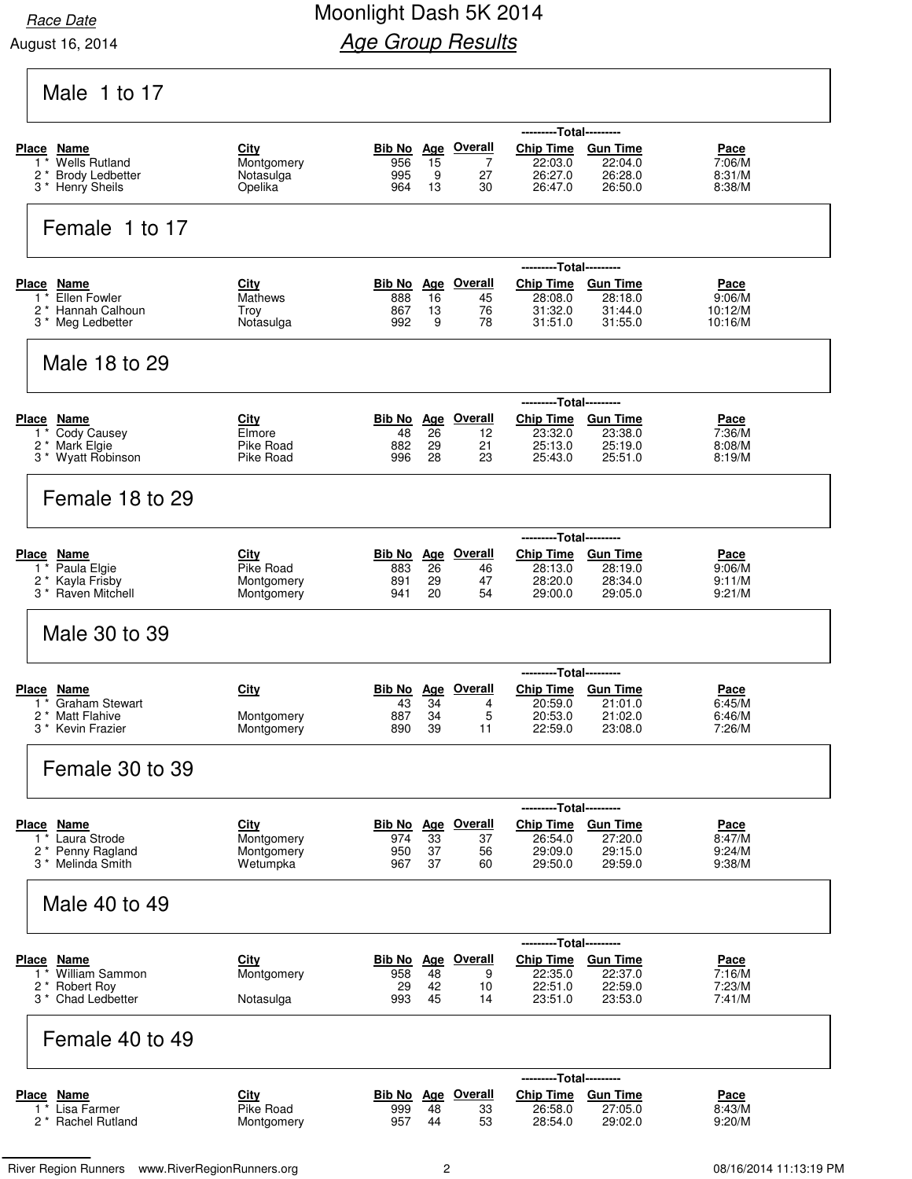Race Date

August 16, 2014

# Moonlight Dash 5K 2014

## Age Group Results

### Male 1 to 17

| Place | Name | City | Bib No | Age | Overall | Chip Time | Gun Time | Pace |
|---|---|---|---|---|---|---|---|---|
| 1 * | Wells Rutland | Montgomery | 956 | 15 | 7 | 22:03.0 | 22:04.0 | 7:06/M |
| 2 * | Brody Ledbetter | Notasulga | 995 | 9 | 27 | 26:27.0 | 26:28.0 | 8:31/M |
| 3 * | Henry Sheils | Opelika | 964 | 13 | 30 | 26:47.0 | 26:50.0 | 8:38/M |

### Female 1 to 17

| Place | Name | City | Bib No | Age | Overall | Chip Time | Gun Time | Pace |
|---|---|---|---|---|---|---|---|---|
| 1 * | Ellen Fowler | Mathews | 888 | 16 | 45 | 28:08.0 | 28:18.0 | 9:06/M |
| 2 * | Hannah Calhoun | Troy | 867 | 13 | 76 | 31:32.0 | 31:44.0 | 10:12/M |
| 3 * | Meg Ledbetter | Notasulga | 992 | 9 | 78 | 31:51.0 | 31:55.0 | 10:16/M |

### Male 18 to 29

| Place | Name | City | Bib No | Age | Overall | Chip Time | Gun Time | Pace |
|---|---|---|---|---|---|---|---|---|
| 1 * | Cody Causey | Elmore | 48 | 26 | 12 | 23:32.0 | 23:38.0 | 7:36/M |
| 2 * | Mark Elgie | Pike Road | 882 | 29 | 21 | 25:13.0 | 25:19.0 | 8:08/M |
| 3 * | Wyatt Robinson | Pike Road | 996 | 28 | 23 | 25:43.0 | 25:51.0 | 8:19/M |

### Female 18 to 29

| Place | Name | City | Bib No | Age | Overall | Chip Time | Gun Time | Pace |
|---|---|---|---|---|---|---|---|---|
| 1 * | Paula Elgie | Pike Road | 883 | 26 | 46 | 28:13.0 | 28:19.0 | 9:06/M |
| 2 * | Kayla Frisby | Montgomery | 891 | 29 | 47 | 28:20.0 | 28:34.0 | 9:11/M |
| 3 * | Raven Mitchell | Montgomery | 941 | 20 | 54 | 29:00.0 | 29:05.0 | 9:21/M |

### Male 30 to 39

| Place | Name | City | Bib No | Age | Overall | Chip Time | Gun Time | Pace |
|---|---|---|---|---|---|---|---|---|
| 1 * | Graham Stewart | | 43 | 34 | 4 | 20:59.0 | 21:01.0 | 6:45/M |
| 2 * | Matt Flahive | Montgomery | 887 | 34 | 5 | 20:53.0 | 21:02.0 | 6:46/M |
| 3 * | Kevin Frazier | Montgomery | 890 | 39 | 11 | 22:59.0 | 23:08.0 | 7:26/M |

### Female 30 to 39

| Place | Name | City | Bib No | Age | Overall | Chip Time | Gun Time | Pace |
|---|---|---|---|---|---|---|---|---|
| 1 * | Laura Strode | Montgomery | 974 | 33 | 37 | 26:54.0 | 27:20.0 | 8:47/M |
| 2 * | Penny Ragland | Montgomery | 950 | 37 | 56 | 29:09.0 | 29:15.0 | 9:24/M |
| 3 * | Melinda Smith | Wetumpka | 967 | 37 | 60 | 29:50.0 | 29:59.0 | 9:38/M |

### Male 40 to 49

| Place | Name | City | Bib No | Age | Overall | Chip Time | Gun Time | Pace |
|---|---|---|---|---|---|---|---|---|
| 1 * | William Sammon | Montgomery | 958 | 48 | 9 | 22:35.0 | 22:37.0 | 7:16/M |
| 2 * | Robert Roy | | 29 | 42 | 10 | 22:51.0 | 22:59.0 | 7:23/M |
| 3 * | Chad Ledbetter | Notasulga | 993 | 45 | 14 | 23:51.0 | 23:53.0 | 7:41/M |

### Female 40 to 49

| Place | Name | City | Bib No | Age | Overall | Chip Time | Gun Time | Pace |
|---|---|---|---|---|---|---|---|---|
| 1 * | Lisa Farmer | Pike Road | 999 | 48 | 33 | 26:58.0 | 27:05.0 | 8:43/M |
| 2 * | Rachel Rutland | Montgomery | 957 | 44 | 53 | 28:54.0 | 29:02.0 | 9:20/M |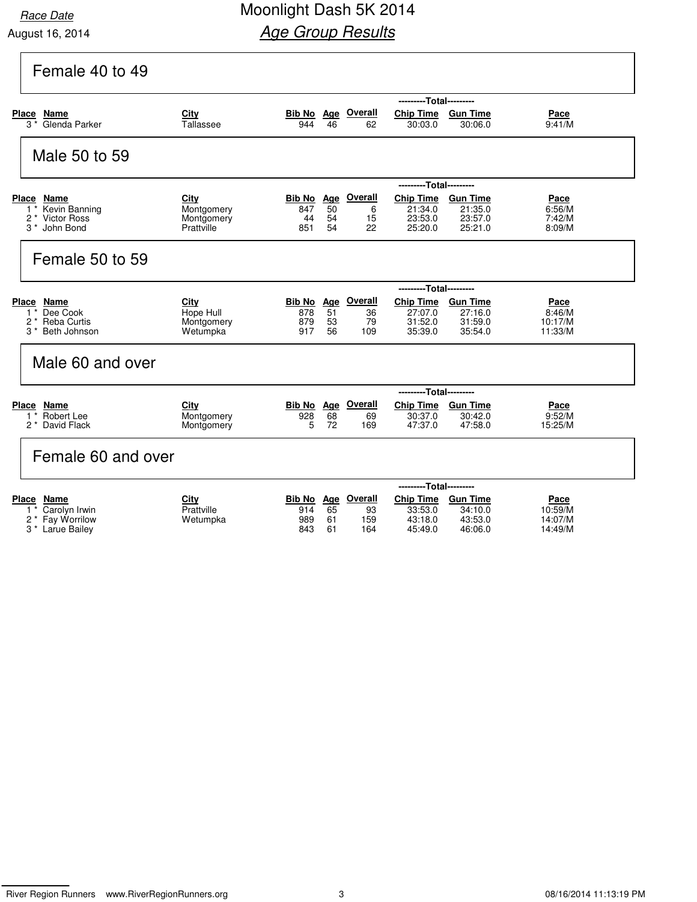Race Date

August 16, 2014

# Moonlight Dash 5K 2014
## Age Group Results

### Female 40 to 49

| Place | Name | City | Bib No | Age | Overall | Chip Time | Gun Time | Pace |
|---|---|---|---|---|---|---|---|---|
| 3 * | Glenda Parker | Tallassee | 944 | 46 | 62 | 30:03.0 | 30:06.0 | 9:41/M |

### Male 50 to 59

| Place | Name | City | Bib No | Age | Overall | Chip Time | Gun Time | Pace |
|---|---|---|---|---|---|---|---|---|
| 1 * | Kevin Banning | Montgomery | 847 | 50 | 6 | 21:34.0 | 21:35.0 | 6:56/M |
| 2 * | Victor Ross | Montgomery | 44 | 54 | 15 | 23:53.0 | 23:57.0 | 7:42/M |
| 3 * | John Bond | Prattville | 851 | 54 | 22 | 25:20.0 | 25:21.0 | 8:09/M |

### Female 50 to 59

| Place | Name | City | Bib No | Age | Overall | Chip Time | Gun Time | Pace |
|---|---|---|---|---|---|---|---|---|
| 1 * | Dee Cook | Hope Hull | 878 | 51 | 36 | 27:07.0 | 27:16.0 | 8:46/M |
| 2 * | Reba Curtis | Montgomery | 879 | 53 | 79 | 31:52.0 | 31:59.0 | 10:17/M |
| 3 * | Beth Johnson | Wetumpka | 917 | 56 | 109 | 35:39.0 | 35:54.0 | 11:33/M |

### Male 60 and over

| Place | Name | City | Bib No | Age | Overall | Chip Time | Gun Time | Pace |
|---|---|---|---|---|---|---|---|---|
| 1 * | Robert Lee | Montgomery | 928 | 68 | 69 | 30:37.0 | 30:42.0 | 9:52/M |
| 2 * | David Flack | Montgomery | 5 | 72 | 169 | 47:37.0 | 47:58.0 | 15:25/M |

### Female 60 and over

| Place | Name | City | Bib No | Age | Overall | Chip Time | Gun Time | Pace |
|---|---|---|---|---|---|---|---|---|
| 1 * | Carolyn Irwin | Prattville | 914 | 65 | 93 | 33:53.0 | 34:10.0 | 10:59/M |
| 2 * | Fay Worrilow | Wetumpka | 989 | 61 | 159 | 43:18.0 | 43:53.0 | 14:07/M |
| 3 * | Larue Bailey | | 843 | 61 | 164 | 45:49.0 | 46:06.0 | 14:49/M |